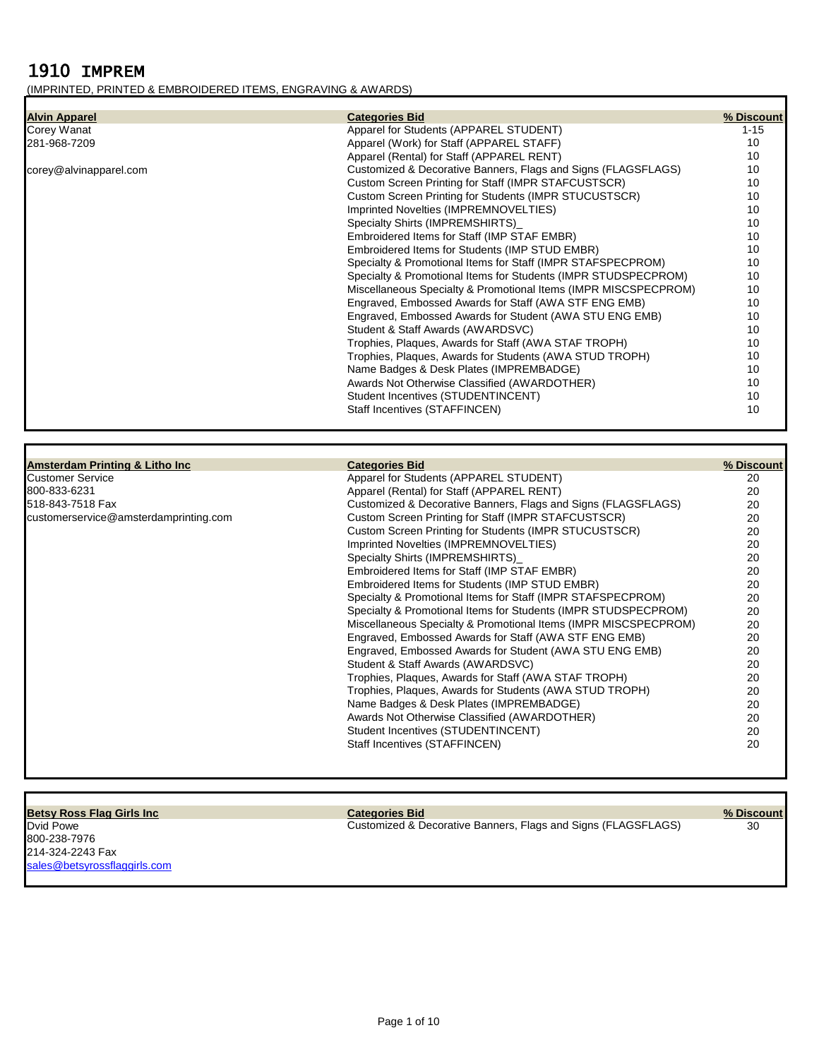# 1910 IMPREM

(IMPRINTED, PRINTED & EMBROIDERED ITEMS, ENGRAVING & AWARDS)

| Alvin Apparel | Categories Bid | % Discount |
|---|---|---|
| Corey Wanat | Apparel for Students (APPAREL STUDENT) | 1-15 |
| 281-968-7209 | Apparel (Work) for Staff (APPAREL STAFF) | 10 |
| | Apparel (Rental) for Staff (APPAREL RENT) | 10 |
| corey@alvinapparel.com | Customized & Decorative Banners, Flags and Signs (FLAGSFLAGS) | 10 |
| | Custom Screen Printing for Staff (IMPR STAFCUSTSCR) | 10 |
| | Custom Screen Printing for Students (IMPR STUCUSTSCR) | 10 |
| | Imprinted Novelties (IMPREMNOVELTIES) | 10 |
| | Specialty Shirts (IMPREMSHIRTS)_ | 10 |
| | Embroidered Items for Staff (IMP STAF EMBR) | 10 |
| | Embroidered Items for Students (IMP STUD EMBR) | 10 |
| | Specialty & Promotional Items for Staff (IMPR STAFSPECPROM) | 10 |
| | Specialty & Promotional Items for Students (IMPR STUDSPECPROM) | 10 |
| | Miscellaneous Specialty & Promotional Items (IMPR MISCSPECPROM) | 10 |
| | Engraved, Embossed Awards for Staff (AWA STF ENG EMB) | 10 |
| | Engraved, Embossed Awards for Student (AWA STU ENG EMB) | 10 |
| | Student & Staff Awards (AWARDSVC) | 10 |
| | Trophies, Plaques, Awards for Staff (AWA STAF TROPH) | 10 |
| | Trophies, Plaques, Awards for Students (AWA STUD TROPH) | 10 |
| | Name Badges & Desk Plates (IMPREMBADGE) | 10 |
| | Awards Not Otherwise Classified (AWARDOTHER) | 10 |
| | Student Incentives (STUDENTINCENT) | 10 |
| | Staff Incentives (STAFFINCEN) | 10 |

| Amsterdam Printing & Litho Inc | Categories Bid | % Discount |
|---|---|---|
| Customer Service | Apparel for Students (APPAREL STUDENT) | 20 |
| 800-833-6231 | Apparel (Rental) for Staff (APPAREL RENT) | 20 |
| 518-843-7518 Fax | Customized & Decorative Banners, Flags and Signs (FLAGSFLAGS) | 20 |
| customerservice@amsterdamprinting.com | Custom Screen Printing for Staff (IMPR STAFCUSTSCR) | 20 |
| | Custom Screen Printing for Students (IMPR STUCUSTSCR) | 20 |
| | Imprinted Novelties (IMPREMNOVELTIES) | 20 |
| | Specialty Shirts (IMPREMSHIRTS)_ | 20 |
| | Embroidered Items for Staff (IMP STAF EMBR) | 20 |
| | Embroidered Items for Students (IMP STUD EMBR) | 20 |
| | Specialty & Promotional Items for Staff (IMPR STAFSPECPROM) | 20 |
| | Specialty & Promotional Items for Students (IMPR STUDSPECPROM) | 20 |
| | Miscellaneous Specialty & Promotional Items (IMPR MISCSPECPROM) | 20 |
| | Engraved, Embossed Awards for Staff (AWA STF ENG EMB) | 20 |
| | Engraved, Embossed Awards for Student (AWA STU ENG EMB) | 20 |
| | Student & Staff Awards (AWARDSVC) | 20 |
| | Trophies, Plaques, Awards for Staff (AWA STAF TROPH) | 20 |
| | Trophies, Plaques, Awards for Students (AWA STUD TROPH) | 20 |
| | Name Badges & Desk Plates (IMPREMBADGE) | 20 |
| | Awards Not Otherwise Classified (AWARDOTHER) | 20 |
| | Student Incentives (STUDENTINCENT) | 20 |
| | Staff Incentives (STAFFINCEN) | 20 |

| Betsy Ross Flag Girls Inc | Categories Bid | % Discount |
|---|---|---|
| Dvid Powe | Customized & Decorative Banners, Flags and Signs (FLAGSFLAGS) | 30 |
| 800-238-7976 | | |
| 214-324-2243 Fax | | |
| sales@betsyrossflaggirls.com | | |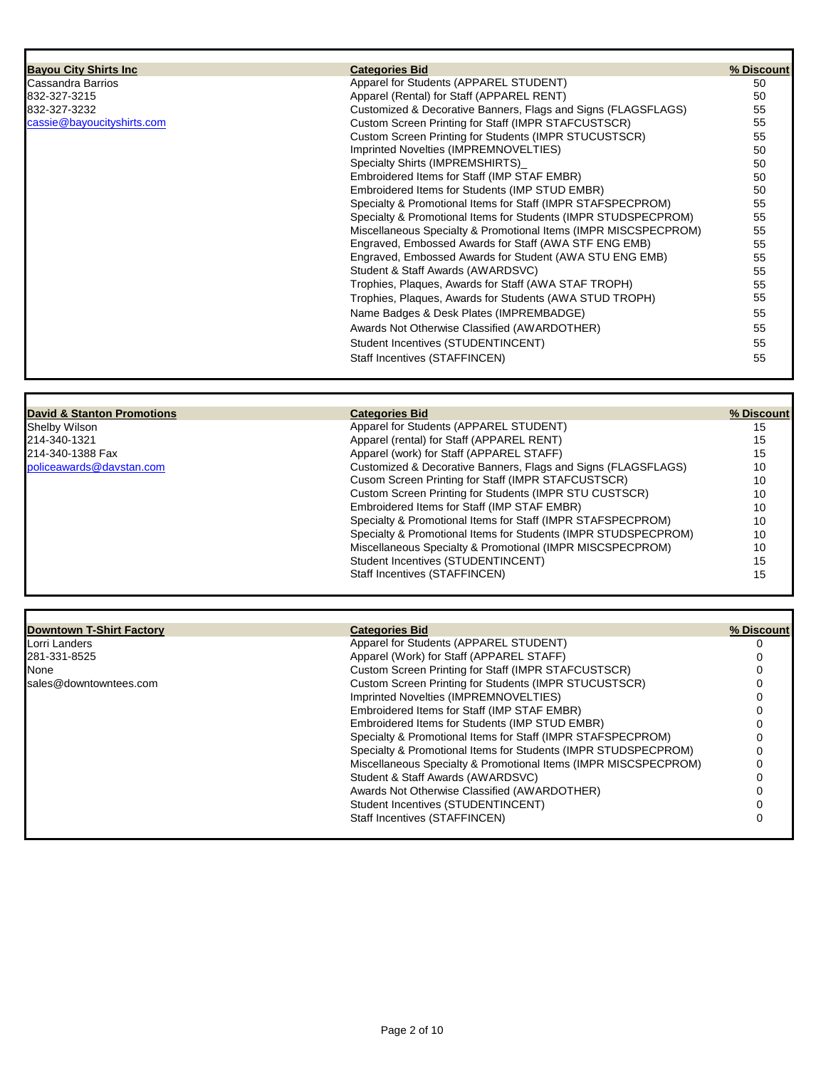| Bayou City Shirts Inc | Categories Bid | % Discount |
|---|---|---|
| Cassandra Barrios | Apparel for Students (APPAREL STUDENT) | 50 |
| 832-327-3215 | Apparel (Rental) for Staff (APPAREL RENT) | 50 |
| 832-327-3232 | Customized & Decorative Banners, Flags and Signs (FLAGSFLAGS) | 55 |
| cassie@bayoucityshirts.com | Custom Screen Printing for Staff (IMPR STAFCUSTSCR) | 55 |
| | Custom Screen Printing for Students (IMPR STUCUSTSCR) | 55 |
| | Imprinted Novelties (IMPREMNOVELTIES) | 50 |
| | Specialty Shirts (IMPREMSHIRTS)_ | 50 |
| | Embroidered Items for Staff (IMP STAF EMBR) | 50 |
| | Embroidered Items for Students (IMP STUD EMBR) | 50 |
| | Specialty & Promotional Items for Staff (IMPR STAFSPECPROM) | 55 |
| | Specialty & Promotional Items for Students (IMPR STUDSPECPROM) | 55 |
| | Miscellaneous Specialty & Promotional Items (IMPR MISCSPECPROM) | 55 |
| | Engraved, Embossed Awards for Staff (AWA STF ENG EMB) | 55 |
| | Engraved, Embossed Awards for Student (AWA STU ENG EMB) | 55 |
| | Student & Staff Awards (AWARDSVC) | 55 |
| | Trophies, Plaques, Awards for Staff (AWA STAF TROPH) | 55 |
| | Trophies, Plaques, Awards for Students (AWA STUD TROPH) | 55 |
| | Name Badges & Desk Plates (IMPREMBADGE) | 55 |
| | Awards Not Otherwise Classified (AWARDOTHER) | 55 |
| | Student Incentives (STUDENTINCENT) | 55 |
| | Staff Incentives (STAFFINCEN) | 55 |

| David & Stanton Promotions | Categories Bid | % Discount |
|---|---|---|
| Shelby Wilson | Apparel for Students (APPAREL STUDENT) | 15 |
| 214-340-1321 | Apparel (rental) for Staff (APPAREL RENT) | 15 |
| 214-340-1388 Fax | Apparel (work) for Staff (APPAREL STAFF) | 15 |
| policeawards@davstan.com | Customized & Decorative Banners, Flags and Signs (FLAGSFLAGS) | 10 |
| | Cusom Screen Printing for Staff (IMPR STAFCUSTSCR) | 10 |
| | Custom Screen Printing for Students (IMPR STU CUSTSCR) | 10 |
| | Embroidered Items for Staff (IMP STAF EMBR) | 10 |
| | Specialty & Promotional Items for Staff (IMPR STAFSPECPROM) | 10 |
| | Specialty & Promotional Items for Students (IMPR STUDSPECPROM) | 10 |
| | Miscellaneous Specialty & Promotional (IMPR MISCSPECPROM) | 10 |
| | Student Incentives (STUDENTINCENT) | 15 |
| | Staff Incentives (STAFFINCEN) | 15 |

| Downtown T-Shirt Factory | Categories Bid | % Discount |
|---|---|---|
| Lorri Landers | Apparel for Students (APPAREL STUDENT) | 0 |
| 281-331-8525 | Apparel (Work) for Staff (APPAREL STAFF) | 0 |
| None | Custom Screen Printing for Staff (IMPR STAFCUSTSCR) | 0 |
| sales@downtowntees.com | Custom Screen Printing for Students (IMPR STUCUSTSCR) | 0 |
| | Imprinted Novelties (IMPREMNOVELTIES) | 0 |
| | Embroidered Items for Staff (IMP STAF EMBR) | 0 |
| | Embroidered Items for Students (IMP STUD EMBR) | 0 |
| | Specialty & Promotional Items for Staff (IMPR STAFSPECPROM) | 0 |
| | Specialty & Promotional Items for Students (IMPR STUDSPECPROM) | 0 |
| | Miscellaneous Specialty & Promotional Items (IMPR MISCSPECPROM) | 0 |
| | Student & Staff Awards (AWARDSVC) | 0 |
| | Awards Not Otherwise Classified (AWARDOTHER) | 0 |
| | Student Incentives (STUDENTINCENT) | 0 |
| | Staff Incentives (STAFFINCEN) | 0 |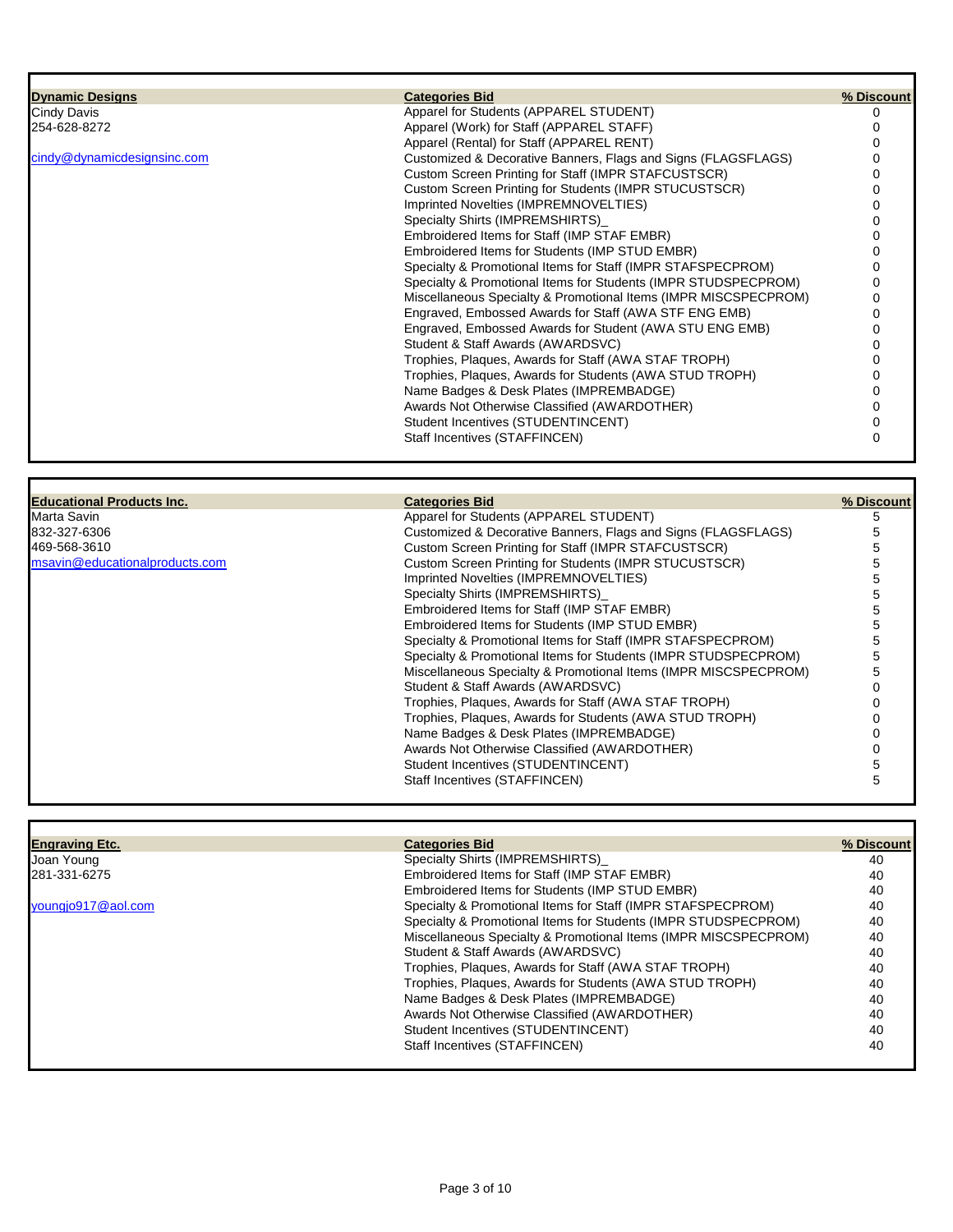| Dynamic Designs | Categories Bid | % Discount |
|---|---|---|
| Cindy Davis | Apparel for Students (APPAREL STUDENT) | 0 |
| 254-628-8272 | Apparel (Work) for Staff (APPAREL STAFF) | 0 |
| | Apparel (Rental) for Staff (APPAREL RENT) | 0 |
| cindy@dynamicdesignsinc.com | Customized & Decorative Banners, Flags and Signs (FLAGSFLAGS) | 0 |
| | Custom Screen Printing for Staff (IMPR STAFCUSTSCR) | 0 |
| | Custom Screen Printing for Students (IMPR STUCUSTSCR) | 0 |
| | Imprinted Novelties (IMPREMNOVELTIES) | 0 |
| | Specialty Shirts (IMPREMSHIRTS)_ | 0 |
| | Embroidered Items for Staff (IMP STAF EMBR) | 0 |
| | Embroidered Items for Students (IMP STUD EMBR) | 0 |
| | Specialty & Promotional Items for Staff (IMPR STAFSPECPROM) | 0 |
| | Specialty & Promotional Items for Students (IMPR STUDSPECPROM) | 0 |
| | Miscellaneous Specialty & Promotional Items (IMPR MISCSPECPROM) | 0 |
| | Engraved, Embossed Awards for Staff (AWA STF ENG EMB) | 0 |
| | Engraved, Embossed Awards for Student (AWA STU ENG EMB) | 0 |
| | Student & Staff Awards (AWARDSVC) | 0 |
| | Trophies, Plaques, Awards for Staff (AWA STAF TROPH) | 0 |
| | Trophies, Plaques, Awards for Students (AWA STUD TROPH) | 0 |
| | Name Badges & Desk Plates (IMPREMBADGE) | 0 |
| | Awards Not Otherwise Classified (AWARDOTHER) | 0 |
| | Student Incentives (STUDENTINCENT) | 0 |
| | Staff Incentives (STAFFINCEN) | 0 |

| Educational Products Inc. | Categories Bid | % Discount |
|---|---|---|
| Marta Savin | Apparel for Students (APPAREL STUDENT) | 5 |
| 832-327-6306 | Customized & Decorative Banners, Flags and Signs (FLAGSFLAGS) | 5 |
| 469-568-3610 | Custom Screen Printing for Staff (IMPR STAFCUSTSCR) | 5 |
| msavin@educationalproducts.com | Custom Screen Printing for Students (IMPR STUCUSTSCR) | 5 |
| | Imprinted Novelties (IMPREMNOVELTIES) | 5 |
| | Specialty Shirts (IMPREMSHIRTS)_ | 5 |
| | Embroidered Items for Staff (IMP STAF EMBR) | 5 |
| | Embroidered Items for Students (IMP STUD EMBR) | 5 |
| | Specialty & Promotional Items for Staff (IMPR STAFSPECPROM) | 5 |
| | Specialty & Promotional Items for Students (IMPR STUDSPECPROM) | 5 |
| | Miscellaneous Specialty & Promotional Items (IMPR MISCSPECPROM) | 5 |
| | Student & Staff Awards (AWARDSVC) | 0 |
| | Trophies, Plaques, Awards for Staff (AWA STAF TROPH) | 0 |
| | Trophies, Plaques, Awards for Students (AWA STUD TROPH) | 0 |
| | Name Badges & Desk Plates (IMPREMBADGE) | 0 |
| | Awards Not Otherwise Classified (AWARDOTHER) | 0 |
| | Student Incentives (STUDENTINCENT) | 5 |
| | Staff Incentives (STAFFINCEN) | 5 |

| Engraving Etc. | Categories Bid | % Discount |
|---|---|---|
| Joan Young | Specialty Shirts (IMPREMSHIRTS)_ | 40 |
| 281-331-6275 | Embroidered Items for Staff (IMP STAF EMBR) | 40 |
| | Embroidered Items for Students (IMP STUD EMBR) | 40 |
| youngjo917@aol.com | Specialty & Promotional Items for Staff (IMPR STAFSPECPROM) | 40 |
| | Specialty & Promotional Items for Students (IMPR STUDSPECPROM) | 40 |
| | Miscellaneous Specialty & Promotional Items (IMPR MISCSPECPROM) | 40 |
| | Student & Staff Awards (AWARDSVC) | 40 |
| | Trophies, Plaques, Awards for Staff (AWA STAF TROPH) | 40 |
| | Trophies, Plaques, Awards for Students (AWA STUD TROPH) | 40 |
| | Name Badges & Desk Plates (IMPREMBADGE) | 40 |
| | Awards Not Otherwise Classified (AWARDOTHER) | 40 |
| | Student Incentives (STUDENTINCENT) | 40 |
| | Staff Incentives (STAFFINCEN) | 40 |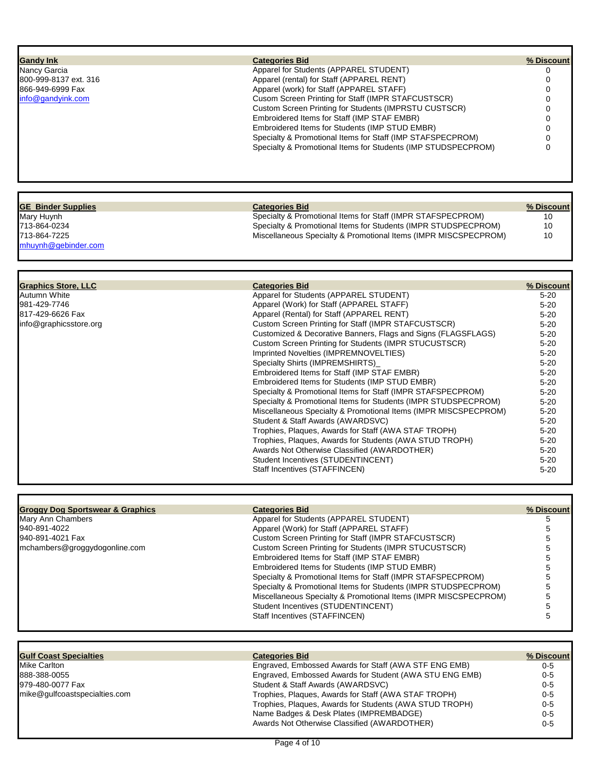| Gandy Ink | Categories Bid | % Discount |
|---|---|---|
| Nancy Garcia | Apparel for Students (APPAREL STUDENT) | 0 |
| 800-999-8137 ext. 316 | Apparel (rental) for Staff (APPAREL RENT) | 0 |
| 866-949-6999 Fax | Apparel (work) for Staff (APPAREL STAFF) | 0 |
| info@gandyink.com | Cusom Screen Printing for Staff (IMPR STAFCUSTSCR) | 0 |
| | Custom Screen Printing for Students (IMPRSTU CUSTSCR) | 0 |
| | Embroidered Items for Staff (IMP STAF EMBR) | 0 |
| | Embroidered Items for Students (IMP STUD EMBR) | 0 |
| | Specialty & Promotional Items for Staff (IMP STAFSPECPROM) | 0 |
| | Specialty & Promotional Items for Students (IMP STUDSPECPROM) | 0 |

| GE Binder Supplies | Categories Bid | % Discount |
|---|---|---|
| Mary Huynh | Specialty & Promotional Items for Staff (IMPR STAFSPECPROM) | 10 |
| 713-864-0234 | Specialty & Promotional Items for Students (IMPR STUDSPECPROM) | 10 |
| 713-864-7225 | Miscellaneous Specialty & Promotional Items (IMPR MISCSPECPROM) | 10 |
| mhuynh@gebinder.com | | |

| Graphics Store, LLC | Categories Bid | % Discount |
|---|---|---|
| Autumn White | Apparel for Students (APPAREL STUDENT) | 5-20 |
| 981-429-7746 | Apparel (Work) for Staff (APPAREL STAFF) | 5-20 |
| 817-429-6626 Fax | Apparel (Rental) for Staff (APPAREL RENT) | 5-20 |
| info@graphicsstore.org | Custom Screen Printing for Staff (IMPR STAFCUSTSCR) | 5-20 |
| | Customized & Decorative Banners, Flags and Signs (FLAGSFLAGS) | 5-20 |
| | Custom Screen Printing for Students (IMPR STUCUSTSCR) | 5-20 |
| | Imprinted Novelties (IMPREMNOVELTIES) | 5-20 |
| | Specialty Shirts (IMPREMSHIRTS)_ | 5-20 |
| | Embroidered Items for Staff (IMP STAF EMBR) | 5-20 |
| | Embroidered Items for Students (IMP STUD EMBR) | 5-20 |
| | Specialty & Promotional Items for Staff (IMPR STAFSPECPROM) | 5-20 |
| | Specialty & Promotional Items for Students (IMPR STUDSPECPROM) | 5-20 |
| | Miscellaneous Specialty & Promotional Items (IMPR MISCSPECPROM) | 5-20 |
| | Student & Staff Awards (AWARDSVC) | 5-20 |
| | Trophies, Plaques, Awards for Staff (AWA STAF TROPH) | 5-20 |
| | Trophies, Plaques, Awards for Students (AWA STUD TROPH) | 5-20 |
| | Awards Not Otherwise Classified (AWARDOTHER) | 5-20 |
| | Student Incentives (STUDENTINCENT) | 5-20 |
| | Staff Incentives (STAFFINCEN) | 5-20 |

| Groggy Dog Sportswear & Graphics | Categories Bid | % Discount |
|---|---|---|
| Mary Ann Chambers | Apparel for Students (APPAREL STUDENT) | 5 |
| 940-891-4022 | Apparel (Work) for Staff (APPAREL STAFF) | 5 |
| 940-891-4021 Fax | Custom Screen Printing for Staff (IMPR STAFCUSTSCR) | 5 |
| mchambers@groggydogonline.com | Custom Screen Printing for Students (IMPR STUCUSTSCR) | 5 |
| | Embroidered Items for Staff (IMP STAF EMBR) | 5 |
| | Embroidered Items for Students (IMP STUD EMBR) | 5 |
| | Specialty & Promotional Items for Staff (IMPR STAFSPECPROM) | 5 |
| | Specialty & Promotional Items for Students (IMPR STUDSPECPROM) | 5 |
| | Miscellaneous Specialty & Promotional Items (IMPR MISCSPECPROM) | 5 |
| | Student Incentives (STUDENTINCENT) | 5 |
| | Staff Incentives (STAFFINCEN) | 5 |

| Gulf Coast Specialties | Categories Bid | % Discount |
|---|---|---|
| Mike Carlton | Engraved, Embossed Awards for Staff (AWA STF ENG EMB) | 0-5 |
| 888-388-0055 | Engraved, Embossed Awards for Student (AWA STU ENG EMB) | 0-5 |
| 979-480-0077 Fax | Student & Staff Awards (AWARDSVC) | 0-5 |
| mike@gulfcoastspecialties.com | Trophies, Plaques, Awards for Staff (AWA STAF TROPH) | 0-5 |
| | Trophies, Plaques, Awards for Students (AWA STUD TROPH) | 0-5 |
| | Name Badges & Desk Plates (IMPREMBADGE) | 0-5 |
| | Awards Not Otherwise Classified (AWARDOTHER) | 0-5 |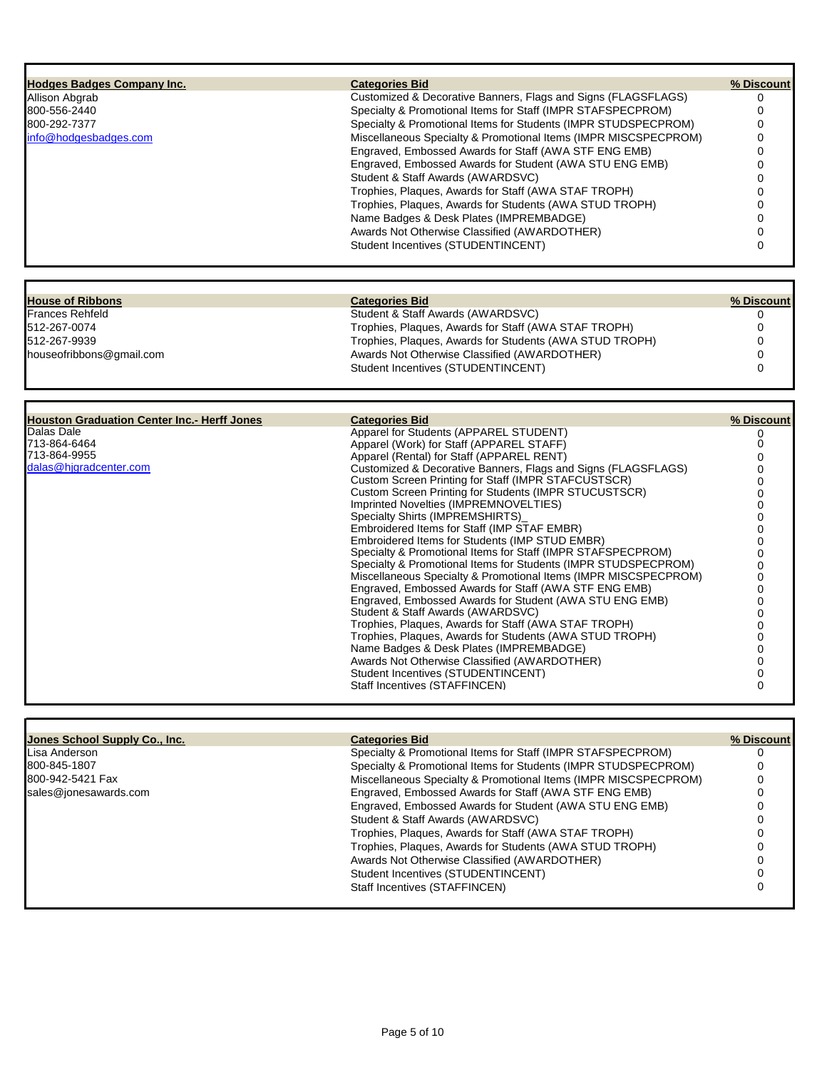| Hodges Badges Company Inc. | Categories Bid | % Discount |
|---|---|---|
| Allison Abgrab | Customized & Decorative Banners, Flags and Signs (FLAGSFLAGS) | 0 |
| 800-556-2440 | Specialty & Promotional Items for Staff (IMPR STAFSPECPROM) | 0 |
| 800-292-7377 | Specialty & Promotional Items for Students (IMPR STUDSPECPROM) | 0 |
| info@hodgesbadges.com | Miscellaneous Specialty & Promotional Items (IMPR MISCSPECPROM) | 0 |
| | Engraved, Embossed Awards for Staff (AWA STF ENG EMB) | 0 |
| | Engraved, Embossed Awards for Student (AWA STU ENG EMB) | 0 |
| | Student & Staff Awards (AWARDSVC) | 0 |
| | Trophies, Plaques, Awards for Staff (AWA STAF TROPH) | 0 |
| | Trophies, Plaques, Awards for Students (AWA STUD TROPH) | 0 |
| | Name Badges & Desk Plates (IMPREMBADGE) | 0 |
| | Awards Not Otherwise Classified (AWARDOTHER) | 0 |
| | Student Incentives (STUDENTINCENT) | 0 |

| House of Ribbons | Categories Bid | % Discount |
|---|---|---|
| Frances Rehfeld | Student & Staff Awards (AWARDSVC) | 0 |
| 512-267-0074 | Trophies, Plaques, Awards for Staff (AWA STAF TROPH) | 0 |
| 512-267-9939 | Trophies, Plaques, Awards for Students (AWA STUD TROPH) | 0 |
| houseofribbons@gmail.com | Awards Not Otherwise Classified (AWARDOTHER) | 0 |
| | Student Incentives (STUDENTINCENT) | 0 |

| Houston Graduation Center Inc.- Herff Jones | Categories Bid | % Discount |
|---|---|---|
| Dalas Dale | Apparel for Students (APPAREL STUDENT) | 0 |
| 713-864-6464 | Apparel (Work) for Staff (APPAREL STAFF) | 0 |
| 713-864-9955 | Apparel (Rental) for Staff (APPAREL RENT) | 0 |
| dalas@hjgradcenter.com | Customized & Decorative Banners, Flags and Signs (FLAGSFLAGS) | 0 |
| | Custom Screen Printing for Staff (IMPR STAFCUSTSCR) | 0 |
| | Custom Screen Printing for Students (IMPR STUCUSTSCR) | 0 |
| | Imprinted Novelties (IMPREMNOVELTIES) | 0 |
| | Specialty Shirts (IMPREMSHIRTS)_ | 0 |
| | Embroidered Items for Staff (IMP STAF EMBR) | 0 |
| | Embroidered Items for Students (IMP STUD EMBR) | 0 |
| | Specialty & Promotional Items for Staff (IMPR STAFSPECPROM) | 0 |
| | Specialty & Promotional Items for Students (IMPR STUDSPECPROM) | 0 |
| | Miscellaneous Specialty & Promotional Items (IMPR MISCSPECPROM) | 0 |
| | Engraved, Embossed Awards for Staff (AWA STF ENG EMB) | 0 |
| | Engraved, Embossed Awards for Student (AWA STU ENG EMB) | 0 |
| | Student & Staff Awards (AWARDSVC) | 0 |
| | Trophies, Plaques, Awards for Staff (AWA STAF TROPH) | 0 |
| | Trophies, Plaques, Awards for Students (AWA STUD TROPH) | 0 |
| | Name Badges & Desk Plates (IMPREMBADGE) | 0 |
| | Awards Not Otherwise Classified (AWARDOTHER) | 0 |
| | Student Incentives (STUDENTINCENT) | 0 |
| | Staff Incentives (STAFFINCEN) | 0 |

| Jones School Supply Co., Inc. | Categories Bid | % Discount |
|---|---|---|
| Lisa Anderson | Specialty & Promotional Items for Staff (IMPR STAFSPECPROM) | 0 |
| 800-845-1807 | Specialty & Promotional Items for Students (IMPR STUDSPECPROM) | 0 |
| 800-942-5421 Fax | Miscellaneous Specialty & Promotional Items (IMPR MISCSPECPROM) | 0 |
| sales@jonesawards.com | Engraved, Embossed Awards for Staff (AWA STF ENG EMB) | 0 |
| | Engraved, Embossed Awards for Student (AWA STU ENG EMB) | 0 |
| | Student & Staff Awards (AWARDSVC) | 0 |
| | Trophies, Plaques, Awards for Staff (AWA STAF TROPH) | 0 |
| | Trophies, Plaques, Awards for Students (AWA STUD TROPH) | 0 |
| | Awards Not Otherwise Classified (AWARDOTHER) | 0 |
| | Student Incentives (STUDENTINCENT) | 0 |
| | Staff Incentives (STAFFINCEN) | 0 |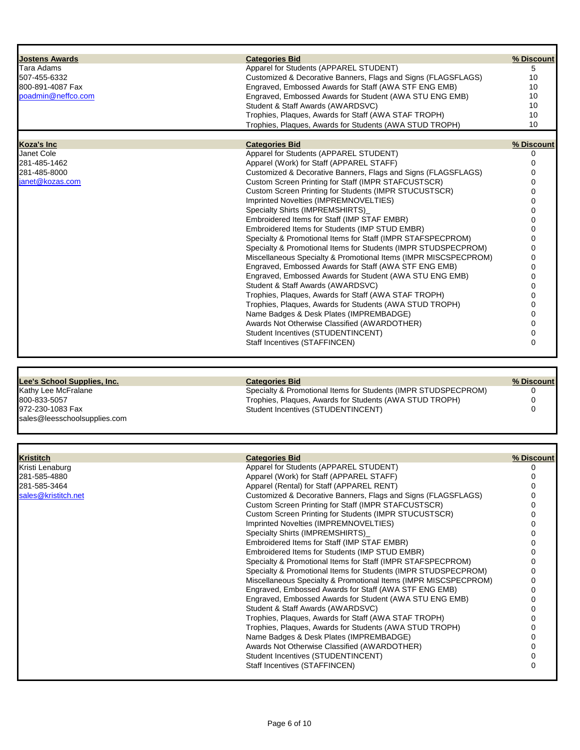| Jostens Awards | Categories Bid | % Discount |
|---|---|---|
| Tara Adams | Apparel for Students (APPAREL STUDENT) | 5 |
| 507-455-6332 | Customized & Decorative Banners, Flags and Signs (FLAGSFLAGS) | 10 |
| 800-891-4087 Fax | Engraved, Embossed Awards for Staff (AWA STF ENG EMB) | 10 |
| poadmin@neffco.com | Engraved, Embossed Awards for Student (AWA STU ENG EMB) | 10 |
| | Student & Staff Awards (AWARDSVC) | 10 |
| | Trophies, Plaques, Awards for Staff (AWA STAF TROPH) | 10 |
| | Trophies, Plaques, Awards for Students (AWA STUD TROPH) | 10 |

| Koza's Inc | Categories Bid | % Discount |
|---|---|---|
| Janet Cole | Apparel for Students (APPAREL STUDENT) | 0 |
| 281-485-1462 | Apparel (Work) for Staff (APPAREL STAFF) | 0 |
| 281-485-8000 | Customized & Decorative Banners, Flags and Signs (FLAGSFLAGS) | 0 |
| janet@kozas.com | Custom Screen Printing for Staff (IMPR STAFCUSTSCR) | 0 |
| | Custom Screen Printing for Students (IMPR STUCUSTSCR) | 0 |
| | Imprinted Novelties (IMPREMNOVELTIES) | 0 |
| | Specialty Shirts (IMPREMSHIRTS)_ | 0 |
| | Embroidered Items for Staff (IMP STAF EMBR) | 0 |
| | Embroidered Items for Students (IMP STUD EMBR) | 0 |
| | Specialty & Promotional Items for Staff (IMPR STAFSPECPROM) | 0 |
| | Specialty & Promotional Items for Students (IMPR STUDSPECPROM) | 0 |
| | Miscellaneous Specialty & Promotional Items (IMPR MISCSPECPROM) | 0 |
| | Engraved, Embossed Awards for Staff (AWA STF ENG EMB) | 0 |
| | Engraved, Embossed Awards for Student (AWA STU ENG EMB) | 0 |
| | Student & Staff Awards (AWARDSVC) | 0 |
| | Trophies, Plaques, Awards for Staff (AWA STAF TROPH) | 0 |
| | Trophies, Plaques, Awards for Students (AWA STUD TROPH) | 0 |
| | Name Badges & Desk Plates (IMPREMBADGE) | 0 |
| | Awards Not Otherwise Classified (AWARDOTHER) | 0 |
| | Student Incentives (STUDENTINCENT) | 0 |
| | Staff Incentives (STAFFINCEN) | 0 |

| Lee's School Supplies, Inc. | Categories Bid | % Discount |
|---|---|---|
| Kathy Lee McFralane | Specialty & Promotional Items for Students (IMPR STUDSPECPROM) | 0 |
| 800-833-5057 | Trophies, Plaques, Awards for Students (AWA STUD TROPH) | 0 |
| 972-230-1083 Fax | Student Incentives (STUDENTINCENT) | 0 |
| sales@leesschoolsupplies.com | | |

| Kristitch | Categories Bid | % Discount |
|---|---|---|
| Kristi Lenaburg | Apparel for Students (APPAREL STUDENT) | 0 |
| 281-585-4880 | Apparel (Work) for Staff (APPAREL STAFF) | 0 |
| 281-585-3464 | Apparel (Rental) for Staff (APPAREL RENT) | 0 |
| sales@kristitch.net | Customized & Decorative Banners, Flags and Signs (FLAGSFLAGS) | 0 |
| | Custom Screen Printing for Staff (IMPR STAFCUSTSCR) | 0 |
| | Custom Screen Printing for Students (IMPR STUCUSTSCR) | 0 |
| | Imprinted Novelties (IMPREMNOVELTIES) | 0 |
| | Specialty Shirts (IMPREMSHIRTS)_ | 0 |
| | Embroidered Items for Staff (IMP STAF EMBR) | 0 |
| | Embroidered Items for Students (IMP STUD EMBR) | 0 |
| | Specialty & Promotional Items for Staff (IMPR STAFSPECPROM) | 0 |
| | Specialty & Promotional Items for Students (IMPR STUDSPECPROM) | 0 |
| | Miscellaneous Specialty & Promotional Items (IMPR MISCSPECPROM) | 0 |
| | Engraved, Embossed Awards for Staff (AWA STF ENG EMB) | 0 |
| | Engraved, Embossed Awards for Student (AWA STU ENG EMB) | 0 |
| | Student & Staff Awards (AWARDSVC) | 0 |
| | Trophies, Plaques, Awards for Staff (AWA STAF TROPH) | 0 |
| | Trophies, Plaques, Awards for Students (AWA STUD TROPH) | 0 |
| | Name Badges & Desk Plates (IMPREMBADGE) | 0 |
| | Awards Not Otherwise Classified (AWARDOTHER) | 0 |
| | Student Incentives (STUDENTINCENT) | 0 |
| | Staff Incentives (STAFFINCEN) | 0 |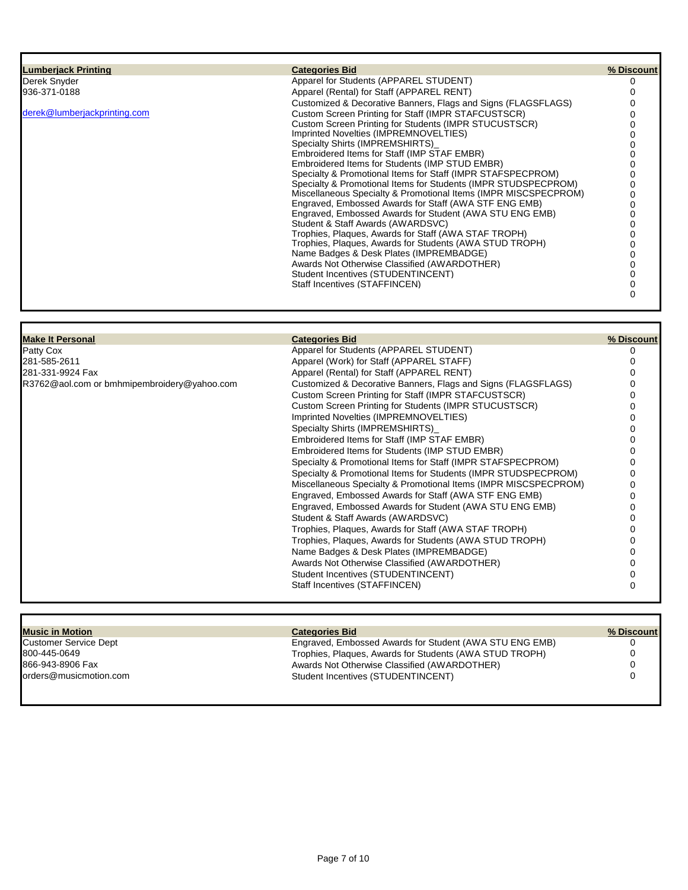| Lumberjack Printing | Categories Bid | % Discount |
|---|---|---|
| Derek Snyder | Apparel for Students (APPAREL STUDENT) | 0 |
| 936-371-0188 | Apparel (Rental) for Staff (APPAREL RENT) | 0 |
| | Customized & Decorative Banners, Flags and Signs (FLAGSFLAGS) | 0 |
| derek@lumberjackprinting.com | Custom Screen Printing for Staff (IMPR STAFCUSTSCR) | 0 |
| | Custom Screen Printing for Students (IMPR STUCUSTSCR) | 0 |
| | Imprinted Novelties (IMPREMNOVELTIES) | 0 |
| | Specialty Shirts (IMPREMSHIRTS)_ | 0 |
| | Embroidered Items for Staff (IMP STAF EMBR) | 0 |
| | Embroidered Items for Students (IMP STUD EMBR) | 0 |
| | Specialty & Promotional Items for Staff (IMPR STAFSPECPROM) | 0 |
| | Specialty & Promotional Items for Students (IMPR STUDSPECPROM) | 0 |
| | Miscellaneous Specialty & Promotional Items (IMPR MISCSPECPROM) | 0 |
| | Engraved, Embossed Awards for Staff (AWA STF ENG EMB) | 0 |
| | Engraved, Embossed Awards for Student (AWA STU ENG EMB) | 0 |
| | Student & Staff Awards (AWARDSVC) | 0 |
| | Trophies, Plaques, Awards for Staff (AWA STAF TROPH) | 0 |
| | Trophies, Plaques, Awards for Students (AWA STUD TROPH) | 0 |
| | Name Badges & Desk Plates (IMPREMBADGE) | 0 |
| | Awards Not Otherwise Classified (AWARDOTHER) | 0 |
| | Student Incentives (STUDENTINCENT) | 0 |
| | Staff Incentives (STAFFINCEN) | 0 |
| | | 0 |

| Make It Personal | Categories Bid | % Discount |
|---|---|---|
| Patty Cox | Apparel for Students (APPAREL STUDENT) | 0 |
| 281-585-2611 | Apparel (Work) for Staff (APPAREL STAFF) | 0 |
| 281-331-9924 Fax | Apparel (Rental) for Staff (APPAREL RENT) | 0 |
| R3762@aol.com or bmhmipembroidery@yahoo.com | Customized & Decorative Banners, Flags and Signs (FLAGSFLAGS) | 0 |
| | Custom Screen Printing for Staff (IMPR STAFCUSTSCR) | 0 |
| | Custom Screen Printing for Students (IMPR STUCUSTSCR) | 0 |
| | Imprinted Novelties (IMPREMNOVELTIES) | 0 |
| | Specialty Shirts (IMPREMSHIRTS)_ | 0 |
| | Embroidered Items for Staff (IMP STAF EMBR) | 0 |
| | Embroidered Items for Students (IMP STUD EMBR) | 0 |
| | Specialty & Promotional Items for Staff (IMPR STAFSPECPROM) | 0 |
| | Specialty & Promotional Items for Students (IMPR STUDSPECPROM) | 0 |
| | Miscellaneous Specialty & Promotional Items (IMPR MISCSPECPROM) | 0 |
| | Engraved, Embossed Awards for Staff (AWA STF ENG EMB) | 0 |
| | Engraved, Embossed Awards for Student (AWA STU ENG EMB) | 0 |
| | Student & Staff Awards (AWARDSVC) | 0 |
| | Trophies, Plaques, Awards for Staff (AWA STAF TROPH) | 0 |
| | Trophies, Plaques, Awards for Students (AWA STUD TROPH) | 0 |
| | Name Badges & Desk Plates (IMPREMBADGE) | 0 |
| | Awards Not Otherwise Classified (AWARDOTHER) | 0 |
| | Student Incentives (STUDENTINCENT) | 0 |
| | Staff Incentives (STAFFINCEN) | 0 |

| Music in Motion | Categories Bid | % Discount |
|---|---|---|
| Customer Service Dept | Engraved, Embossed Awards for Student (AWA STU ENG EMB) | 0 |
| 800-445-0649 | Trophies, Plaques, Awards for Students (AWA STUD TROPH) | 0 |
| 866-943-8906 Fax | Awards Not Otherwise Classified (AWARDOTHER) | 0 |
| orders@musicmotion.com | Student Incentives (STUDENTINCENT) | 0 |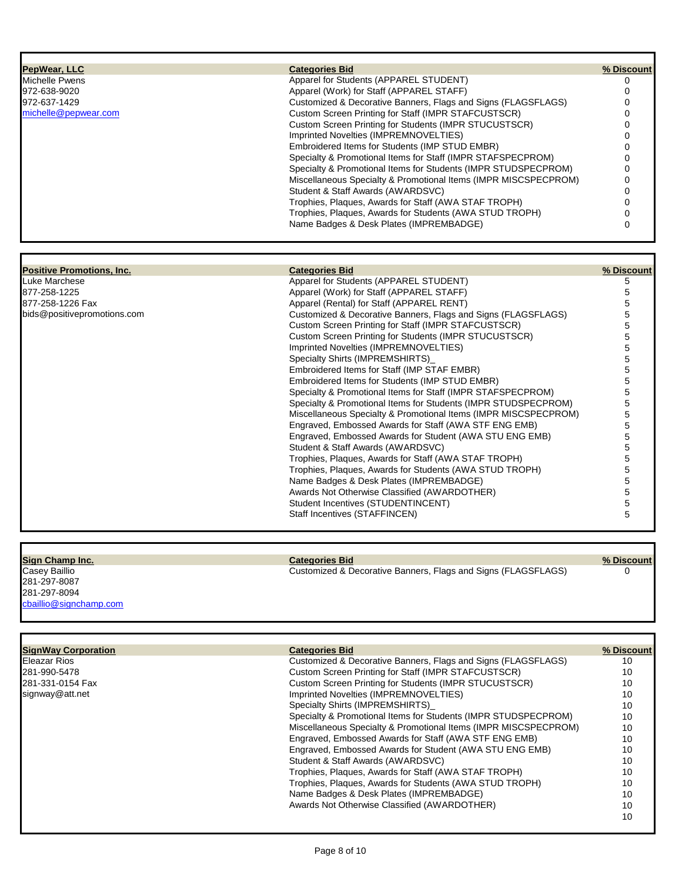| PepWear, LLC | Categories Bid | % Discount |
|---|---|---|
| Michelle Pwens | Apparel for Students (APPAREL STUDENT) | 0 |
| 972-638-9020 | Apparel (Work) for Staff (APPAREL STAFF) | 0 |
| 972-637-1429 | Customized & Decorative Banners, Flags and Signs (FLAGSFLAGS) | 0 |
| michelle@pepwear.com | Custom Screen Printing for Staff (IMPR STAFCUSTSCR) | 0 |
| | Custom Screen Printing for Students (IMPR STUCUSTSCR) | 0 |
| | Imprinted Novelties (IMPREMNOVELTIES) | 0 |
| | Embroidered Items for Students (IMP STUD EMBR) | 0 |
| | Specialty & Promotional Items for Staff (IMPR STAFSPECPROM) | 0 |
| | Specialty & Promotional Items for Students (IMPR STUDSPECPROM) | 0 |
| | Miscellaneous Specialty & Promotional Items (IMPR MISCSPECPROM) | 0 |
| | Student & Staff Awards (AWARDSVC) | 0 |
| | Trophies, Plaques, Awards for Staff (AWA STAF TROPH) | 0 |
| | Trophies, Plaques, Awards for Students (AWA STUD TROPH) | 0 |
| | Name Badges & Desk Plates (IMPREMBADGE) | 0 |

| Positive Promotions, Inc. | Categories Bid | % Discount |
|---|---|---|
| Luke Marchese | Apparel for Students (APPAREL STUDENT) | 5 |
| 877-258-1225 | Apparel (Work) for Staff (APPAREL STAFF) | 5 |
| 877-258-1226 Fax | Apparel (Rental) for Staff (APPAREL RENT) | 5 |
| bids@positivepromotions.com | Customized & Decorative Banners, Flags and Signs (FLAGSFLAGS) | 5 |
| | Custom Screen Printing for Staff (IMPR STAFCUSTSCR) | 5 |
| | Custom Screen Printing for Students (IMPR STUCUSTSCR) | 5 |
| | Imprinted Novelties (IMPREMNOVELTIES) | 5 |
| | Specialty Shirts (IMPREMSHIRTS)_ | 5 |
| | Embroidered Items for Staff (IMP STAF EMBR) | 5 |
| | Embroidered Items for Students (IMP STUD EMBR) | 5 |
| | Specialty & Promotional Items for Staff (IMPR STAFSPECPROM) | 5 |
| | Specialty & Promotional Items for Students (IMPR STUDSPECPROM) | 5 |
| | Miscellaneous Specialty & Promotional Items (IMPR MISCSPECPROM) | 5 |
| | Engraved, Embossed Awards for Staff (AWA STF ENG EMB) | 5 |
| | Engraved, Embossed Awards for Student (AWA STU ENG EMB) | 5 |
| | Student & Staff Awards (AWARDSVC) | 5 |
| | Trophies, Plaques, Awards for Staff (AWA STAF TROPH) | 5 |
| | Trophies, Plaques, Awards for Students (AWA STUD TROPH) | 5 |
| | Name Badges & Desk Plates (IMPREMBADGE) | 5 |
| | Awards Not Otherwise Classified (AWARDOTHER) | 5 |
| | Student Incentives (STUDENTINCENT) | 5 |
| | Staff Incentives (STAFFINCEN) | 5 |

| Sign Champ Inc. | Categories Bid | % Discount |
|---|---|---|
| Casey Baillio | Customized & Decorative Banners, Flags and Signs (FLAGSFLAGS) | 0 |
| 281-297-8087 | | |
| 281-297-8094 | | |
| cbaillio@signchamp.com | | |

| SignWay Corporation | Categories Bid | % Discount |
|---|---|---|
| Eleazar Rios | Customized & Decorative Banners, Flags and Signs (FLAGSFLAGS) | 10 |
| 281-990-5478 | Custom Screen Printing for Staff (IMPR STAFCUSTSCR) | 10 |
| 281-331-0154 Fax | Custom Screen Printing for Students (IMPR STUCUSTSCR) | 10 |
| signway@att.net | Imprinted Novelties (IMPREMNOVELTIES) | 10 |
| | Specialty Shirts (IMPREMSHIRTS)_ | 10 |
| | Specialty & Promotional Items for Students (IMPR STUDSPECPROM) | 10 |
| | Miscellaneous Specialty & Promotional Items (IMPR MISCSPECPROM) | 10 |
| | Engraved, Embossed Awards for Staff (AWA STF ENG EMB) | 10 |
| | Engraved, Embossed Awards for Student (AWA STU ENG EMB) | 10 |
| | Student & Staff Awards (AWARDSVC) | 10 |
| | Trophies, Plaques, Awards for Staff (AWA STAF TROPH) | 10 |
| | Trophies, Plaques, Awards for Students (AWA STUD TROPH) | 10 |
| | Name Badges & Desk Plates (IMPREMBADGE) | 10 |
| | Awards Not Otherwise Classified (AWARDOTHER) | 10 |
| | | 10 |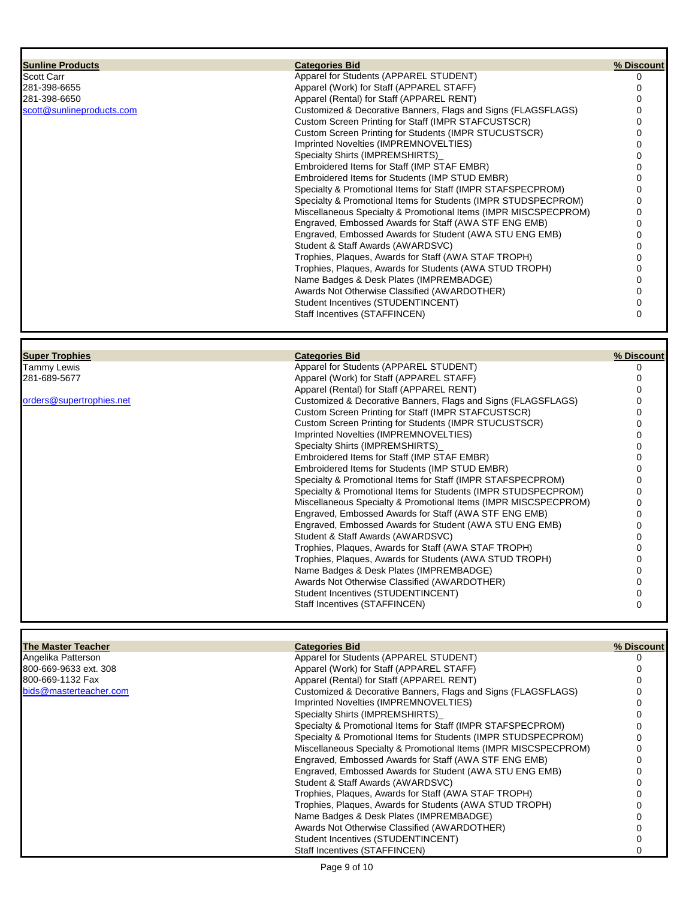| Sunline Products | Categories Bid | % Discount |
|---|---|---|
| Scott Carr | Apparel for Students (APPAREL STUDENT) | 0 |
| 281-398-6655 | Apparel (Work) for Staff (APPAREL STAFF) | 0 |
| 281-398-6650 | Apparel (Rental) for Staff (APPAREL RENT) | 0 |
| scott@sunlineproducts.com | Customized & Decorative Banners, Flags and Signs (FLAGSFLAGS) | 0 |
| | Custom Screen Printing for Staff (IMPR STAFCUSTSCR) | 0 |
| | Custom Screen Printing for Students (IMPR STUCUSTSCR) | 0 |
| | Imprinted Novelties (IMPREMNOVELTIES) | 0 |
| | Specialty Shirts (IMPREMSHIRTS)_ | 0 |
| | Embroidered Items for Staff (IMP STAF EMBR) | 0 |
| | Embroidered Items for Students (IMP STUD EMBR) | 0 |
| | Specialty & Promotional Items for Staff (IMPR STAFSPECPROM) | 0 |
| | Specialty & Promotional Items for Students (IMPR STUDSPECPROM) | 0 |
| | Miscellaneous Specialty & Promotional Items (IMPR MISCSPECPROM) | 0 |
| | Engraved, Embossed Awards for Staff (AWA STF ENG EMB) | 0 |
| | Engraved, Embossed Awards for Student (AWA STU ENG EMB) | 0 |
| | Student & Staff Awards (AWARDSVC) | 0 |
| | Trophies, Plaques, Awards for Staff (AWA STAF TROPH) | 0 |
| | Trophies, Plaques, Awards for Students (AWA STUD TROPH) | 0 |
| | Name Badges & Desk Plates (IMPREMBADGE) | 0 |
| | Awards Not Otherwise Classified (AWARDOTHER) | 0 |
| | Student Incentives (STUDENTINCENT) | 0 |
| | Staff Incentives (STAFFINCEN) | 0 |

| Super Trophies | Categories Bid | % Discount |
|---|---|---|
| Tammy Lewis | Apparel for Students (APPAREL STUDENT) | 0 |
| 281-689-5677 | Apparel (Work) for Staff (APPAREL STAFF) | 0 |
| | Apparel (Rental) for Staff (APPAREL RENT) | 0 |
| orders@supertrophies.net | Customized & Decorative Banners, Flags and Signs (FLAGSFLAGS) | 0 |
| | Custom Screen Printing for Staff (IMPR STAFCUSTSCR) | 0 |
| | Custom Screen Printing for Students (IMPR STUCUSTSCR) | 0 |
| | Imprinted Novelties (IMPREMNOVELTIES) | 0 |
| | Specialty Shirts (IMPREMSHIRTS)_ | 0 |
| | Embroidered Items for Staff (IMP STAF EMBR) | 0 |
| | Embroidered Items for Students (IMP STUD EMBR) | 0 |
| | Specialty & Promotional Items for Staff (IMPR STAFSPECPROM) | 0 |
| | Specialty & Promotional Items for Students (IMPR STUDSPECPROM) | 0 |
| | Miscellaneous Specialty & Promotional Items (IMPR MISCSPECPROM) | 0 |
| | Engraved, Embossed Awards for Staff (AWA STF ENG EMB) | 0 |
| | Engraved, Embossed Awards for Student (AWA STU ENG EMB) | 0 |
| | Student & Staff Awards (AWARDSVC) | 0 |
| | Trophies, Plaques, Awards for Staff (AWA STAF TROPH) | 0 |
| | Trophies, Plaques, Awards for Students (AWA STUD TROPH) | 0 |
| | Name Badges & Desk Plates (IMPREMBADGE) | 0 |
| | Awards Not Otherwise Classified (AWARDOTHER) | 0 |
| | Student Incentives (STUDENTINCENT) | 0 |
| | Staff Incentives (STAFFINCEN) | 0 |

| The Master Teacher | Categories Bid | % Discount |
|---|---|---|
| Angelika Patterson | Apparel for Students (APPAREL STUDENT) | 0 |
| 800-669-9633 ext. 308 | Apparel (Work) for Staff (APPAREL STAFF) | 0 |
| 800-669-1132 Fax | Apparel (Rental) for Staff (APPAREL RENT) | 0 |
| bids@masterteacher.com | Customized & Decorative Banners, Flags and Signs (FLAGSFLAGS) | 0 |
| | Imprinted Novelties (IMPREMNOVELTIES) | 0 |
| | Specialty Shirts (IMPREMSHIRTS)_ | 0 |
| | Specialty & Promotional Items for Staff (IMPR STAFSPECPROM) | 0 |
| | Specialty & Promotional Items for Students (IMPR STUDSPECPROM) | 0 |
| | Miscellaneous Specialty & Promotional Items (IMPR MISCSPECPROM) | 0 |
| | Engraved, Embossed Awards for Staff (AWA STF ENG EMB) | 0 |
| | Engraved, Embossed Awards for Student (AWA STU ENG EMB) | 0 |
| | Student & Staff Awards (AWARDSVC) | 0 |
| | Trophies, Plaques, Awards for Staff (AWA STAF TROPH) | 0 |
| | Trophies, Plaques, Awards for Students (AWA STUD TROPH) | 0 |
| | Name Badges & Desk Plates (IMPREMBADGE) | 0 |
| | Awards Not Otherwise Classified (AWARDOTHER) | 0 |
| | Student Incentives (STUDENTINCENT) | 0 |
| | Staff Incentives (STAFFINCEN) | 0 |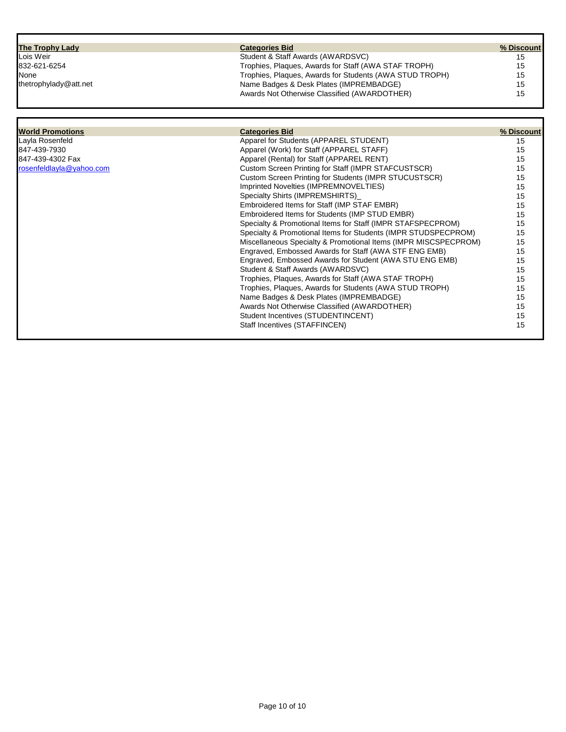| The Trophy Lady | Categories Bid | % Discount |
| --- | --- | --- |
| Lois Weir | Student & Staff Awards (AWARDSVC) | 15 |
| 832-621-6254 | Trophies, Plaques, Awards for Staff (AWA STAF TROPH) | 15 |
| None | Trophies, Plaques, Awards for Students (AWA STUD TROPH) | 15 |
| thetrophylady@att.net | Name Badges & Desk Plates (IMPREMBADGE) | 15 |
| | Awards Not Otherwise Classified (AWARDOTHER) | 15 |

| World Promotions | Categories Bid | % Discount |
| --- | --- | --- |
| Layla Rosenfeld | Apparel for Students (APPAREL STUDENT) | 15 |
| 847-439-7930 | Apparel (Work) for Staff (APPAREL STAFF) | 15 |
| 847-439-4302 Fax | Apparel (Rental) for Staff (APPAREL RENT) | 15 |
| rosenfeldlayla@yahoo.com | Custom Screen Printing for Staff (IMPR STAFCUSTSCR) | 15 |
| | Custom Screen Printing for Students (IMPR STUCUSTSCR) | 15 |
| | Imprinted Novelties (IMPREMNOVELTIES) | 15 |
| | Specialty Shirts (IMPREMSHIRTS)_ | 15 |
| | Embroidered Items for Staff (IMP STAF EMBR) | 15 |
| | Embroidered Items for Students (IMP STUD EMBR) | 15 |
| | Specialty & Promotional Items for Staff (IMPR STAFSPECPROM) | 15 |
| | Specialty & Promotional Items for Students (IMPR STUDSPECPROM) | 15 |
| | Miscellaneous Specialty & Promotional Items (IMPR MISCSPECPROM) | 15 |
| | Engraved, Embossed Awards for Staff (AWA STF ENG EMB) | 15 |
| | Engraved, Embossed Awards for Student (AWA STU ENG EMB) | 15 |
| | Student & Staff Awards (AWARDSVC) | 15 |
| | Trophies, Plaques, Awards for Staff (AWA STAF TROPH) | 15 |
| | Trophies, Plaques, Awards for Students (AWA STUD TROPH) | 15 |
| | Name Badges & Desk Plates (IMPREMBADGE) | 15 |
| | Awards Not Otherwise Classified (AWARDOTHER) | 15 |
| | Student Incentives (STUDENTINCENT) | 15 |
| | Staff Incentives (STAFFINCEN) | 15 |